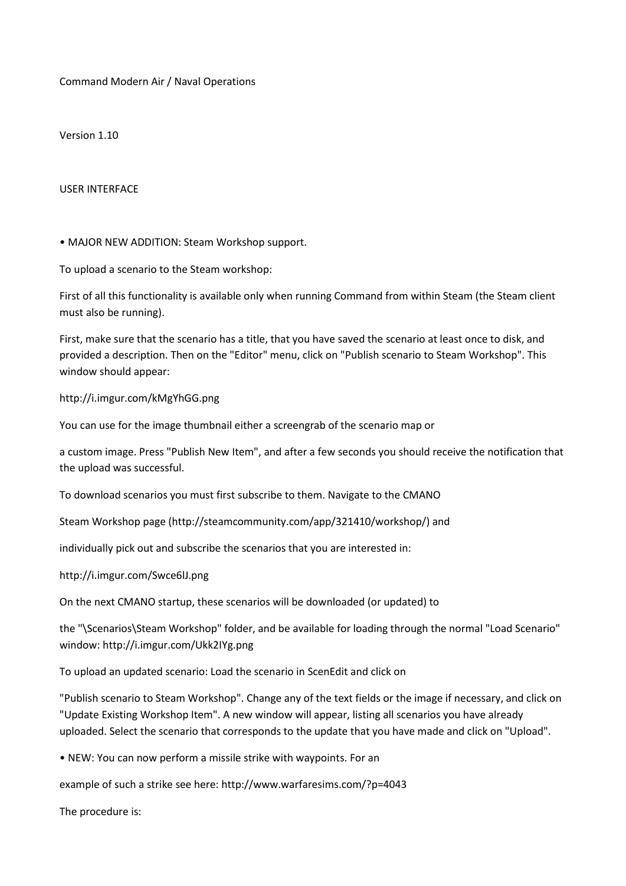Command Modern Air / Naval Operations

Version 1.10

USER INTERFACE

• MAJOR NEW ADDITION: Steam Workshop support.

To upload a scenario to the Steam workshop:

First of all this functionality is available only when running Command from within Steam (the Steam client must also be running).

First, make sure that the scenario has a title, that you have saved the scenario at least once to disk, and provided a description. Then on the "Editor" menu, click on "Publish scenario to Steam Workshop". This window should appear:

http://i.imgur.com/kMgYhGG.png

You can use for the image thumbnail either a screengrab of the scenario map or

a custom image. Press "Publish New Item", and after a few seconds you should receive the notification that the upload was successful.

To download scenarios you must first subscribe to them. Navigate to the CMANO

Steam Workshop page (http://steamcommunity.com/app/321410/workshop/) and

individually pick out and subscribe the scenarios that you are interested in:

http://i.imgur.com/Swce6lJ.png

On the next CMANO startup, these scenarios will be downloaded (or updated) to

the "\Scenarios\Steam Workshop" folder, and be available for loading through the normal "Load Scenario" window: http://i.imgur.com/Ukk2IYg.png

To upload an updated scenario: Load the scenario in ScenEdit and click on

"Publish scenario to Steam Workshop". Change any of the text fields or the image if necessary, and click on "Update Existing Workshop Item". A new window will appear, listing all scenarios you have already uploaded. Select the scenario that corresponds to the update that you have made and click on "Upload".

• NEW: You can now perform a missile strike with waypoints. For an

example of such a strike see here: http://www.warfaresims.com/?p=4043

The procedure is: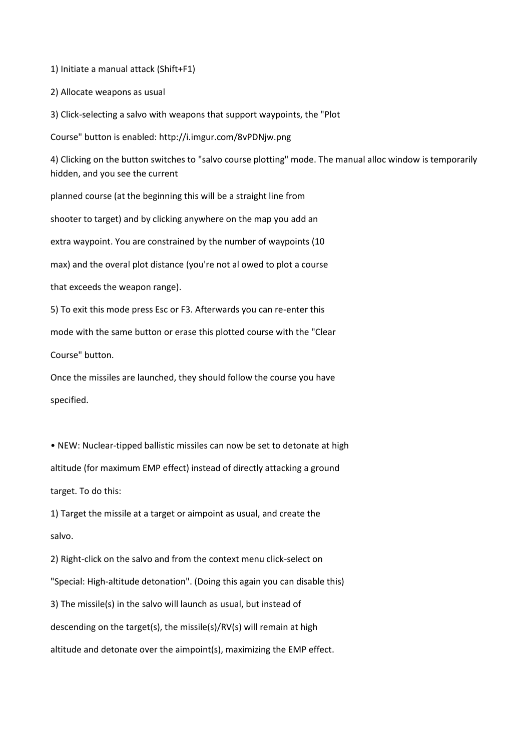1) Initiate a manual attack (Shift+F1)

2) Allocate weapons as usual

3) Click-selecting a salvo with weapons that support waypoints, the "Plot Course" button is enabled: http://i.imgur.com/8vPDNjw.png

4) Clicking on the button switches to "salvo course plotting" mode. The manual alloc window is temporarily hidden, and you see the current planned course (at the beginning this will be a straight line from shooter to target) and by clicking anywhere on the map you add an extra waypoint. You are constrained by the number of waypoints (10 max) and the overal plot distance (you're not al owed to plot a course that exceeds the weapon range).

5) To exit this mode press Esc or F3. Afterwards you can re-enter this mode with the same button or erase this plotted course with the "Clear Course" button.

Once the missiles are launched, they should follow the course you have specified.

• NEW: Nuclear-tipped ballistic missiles can now be set to detonate at high altitude (for maximum EMP effect) instead of directly attacking a ground target. To do this:

1) Target the missile at a target or aimpoint as usual, and create the salvo.

2) Right-click on the salvo and from the context menu click-select on "Special: High-altitude detonation". (Doing this again you can disable this)

3) The missile(s) in the salvo will launch as usual, but instead of descending on the target(s), the missile(s)/RV(s) will remain at high altitude and detonate over the aimpoint(s), maximizing the EMP effect.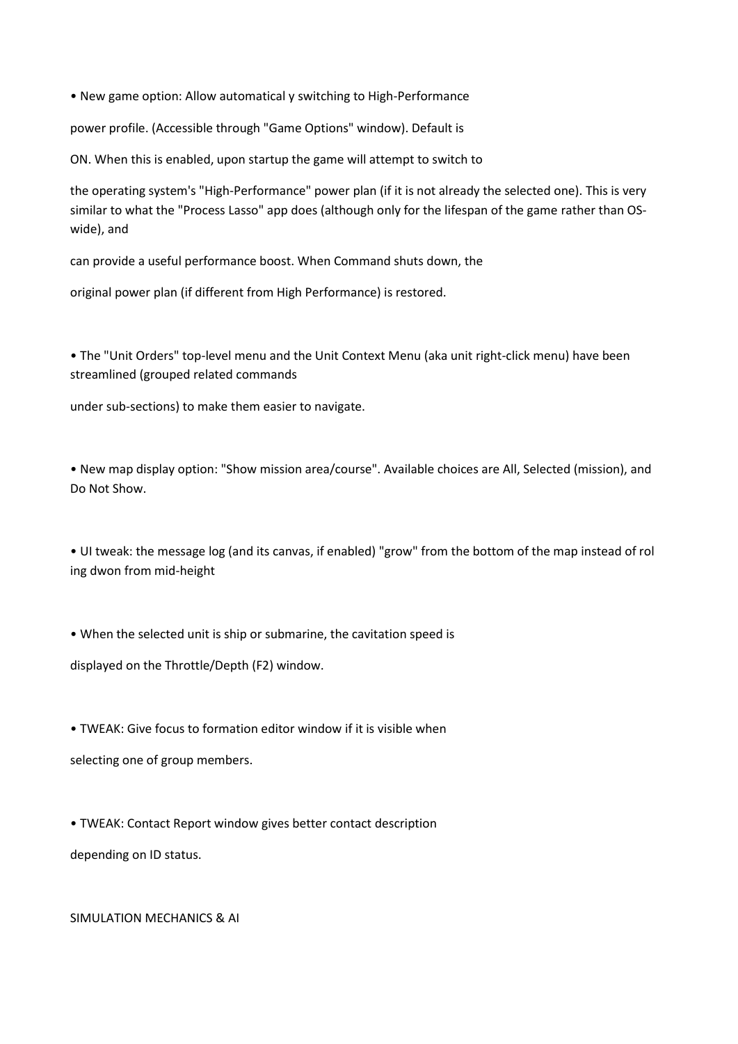- New game option: Allow automatical y switching to High-Performance power profile. (Accessible through "Game Options" window). Default is ON. When this is enabled, upon startup the game will attempt to switch to the operating system's "High-Performance" power plan (if it is not already the selected one). This is very similar to what the "Process Lasso" app does (although only for the lifespan of the game rather than OS-wide), and can provide a useful performance boost. When Command shuts down, the original power plan (if different from High Performance) is restored.

- The "Unit Orders" top-level menu and the Unit Context Menu (aka unit right-click menu) have been streamlined (grouped related commands under sub-sections) to make them easier to navigate.

- New map display option: "Show mission area/course". Available choices are All, Selected (mission), and Do Not Show.

- UI tweak: the message log (and its canvas, if enabled) "grow" from the bottom of the map instead of rol ing dwon from mid-height

- When the selected unit is ship or submarine, the cavitation speed is displayed on the Throttle/Depth (F2) window.

- TWEAK: Give focus to formation editor window if it is visible when selecting one of group members.

- TWEAK: Contact Report window gives better contact description depending on ID status.

SIMULATION MECHANICS & AI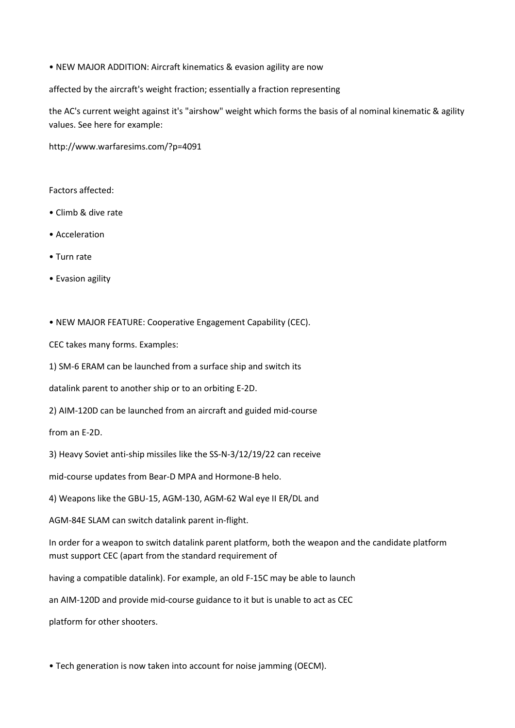• NEW MAJOR ADDITION: Aircraft kinematics & evasion agility are now

affected by the aircraft's weight fraction; essentially a fraction representing

the AC's current weight against it's "airshow" weight which forms the basis of al nominal kinematic & agility values. See here for example:

http://www.warfaresims.com/?p=4091

Factors affected:

- Climb & dive rate
- Acceleration
- Turn rate
- Evasion agility

• NEW MAJOR FEATURE: Cooperative Engagement Capability (CEC).

CEC takes many forms. Examples:

1) SM-6 ERAM can be launched from a surface ship and switch its

datalink parent to another ship or to an orbiting E-2D.

2) AIM-120D can be launched from an aircraft and guided mid-course

from an E-2D.

3) Heavy Soviet anti-ship missiles like the SS-N-3/12/19/22 can receive

mid-course updates from Bear-D MPA and Hormone-B helo.

4) Weapons like the GBU-15, AGM-130, AGM-62 Wal eye II ER/DL and

AGM-84E SLAM can switch datalink parent in-flight.

In order for a weapon to switch datalink parent platform, both the weapon and the candidate platform must support CEC (apart from the standard requirement of

having a compatible datalink). For example, an old F-15C may be able to launch

an AIM-120D and provide mid-course guidance to it but is unable to act as CEC

platform for other shooters.

• Tech generation is now taken into account for noise jamming (OECM).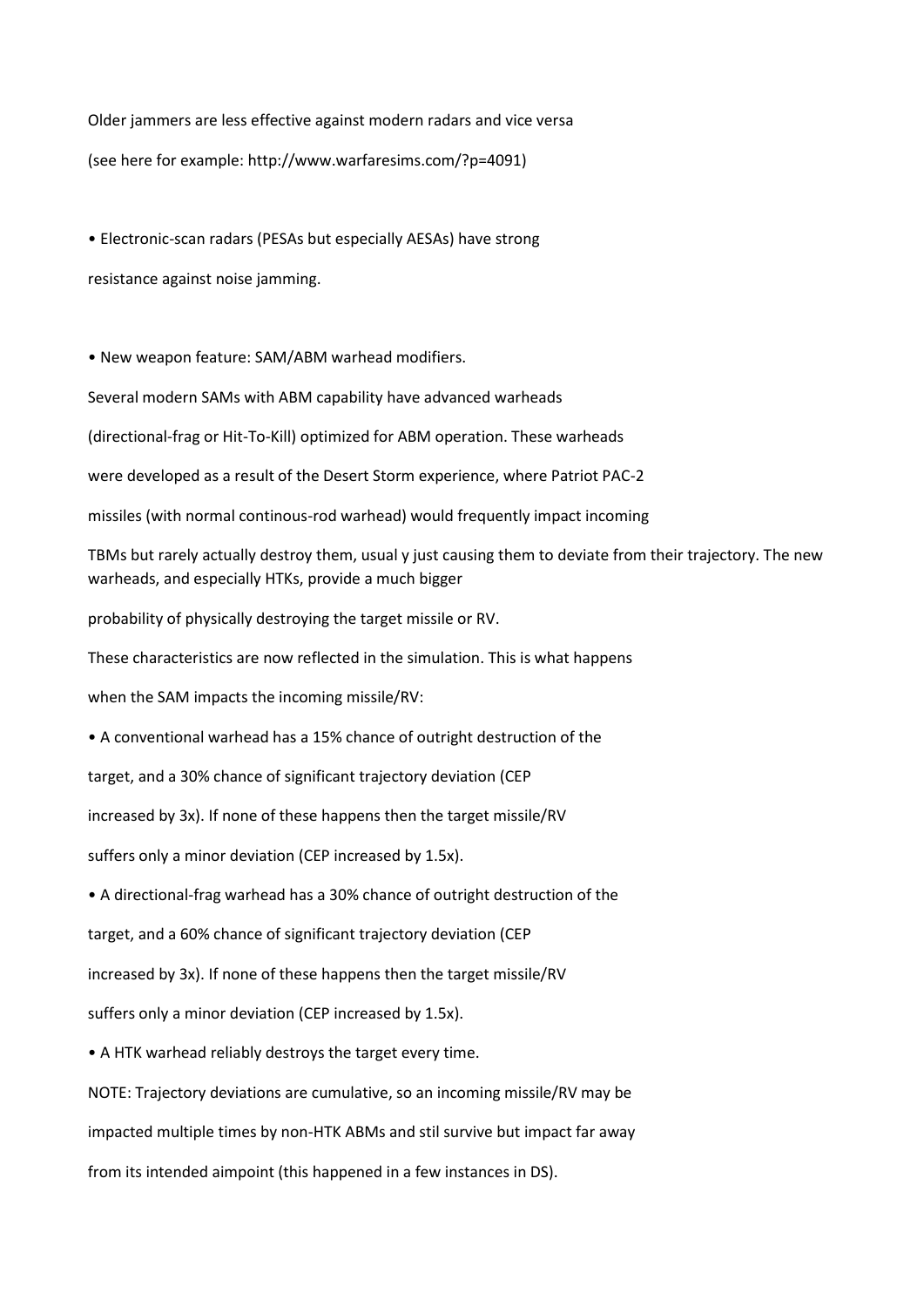Older jammers are less effective against modern radars and vice versa (see here for example: http://www.warfaresims.com/?p=4091)

- Electronic-scan radars (PESAs but especially AESAs) have strong resistance against noise jamming.

- New weapon feature: SAM/ABM warhead modifiers.

Several modern SAMs with ABM capability have advanced warheads (directional-frag or Hit-To-Kill) optimized for ABM operation. These warheads were developed as a result of the Desert Storm experience, where Patriot PAC-2 missiles (with normal continous-rod warhead) would frequently impact incoming TBMs but rarely actually destroy them, usual y just causing them to deviate from their trajectory. The new warheads, and especially HTKs, provide a much bigger probability of physically destroying the target missile or RV.

These characteristics are now reflected in the simulation. This is what happens when the SAM impacts the incoming missile/RV:

- A conventional warhead has a 15% chance of outright destruction of the target, and a 30% chance of significant trajectory deviation (CEP increased by 3x). If none of these happens then the target missile/RV suffers only a minor deviation (CEP increased by 1.5x).
- A directional-frag warhead has a 30% chance of outright destruction of the target, and a 60% chance of significant trajectory deviation (CEP increased by 3x). If none of these happens then the target missile/RV suffers only a minor deviation (CEP increased by 1.5x).
- A HTK warhead reliably destroys the target every time.

NOTE: Trajectory deviations are cumulative, so an incoming missile/RV may be impacted multiple times by non-HTK ABMs and stil survive but impact far away from its intended aimpoint (this happened in a few instances in DS).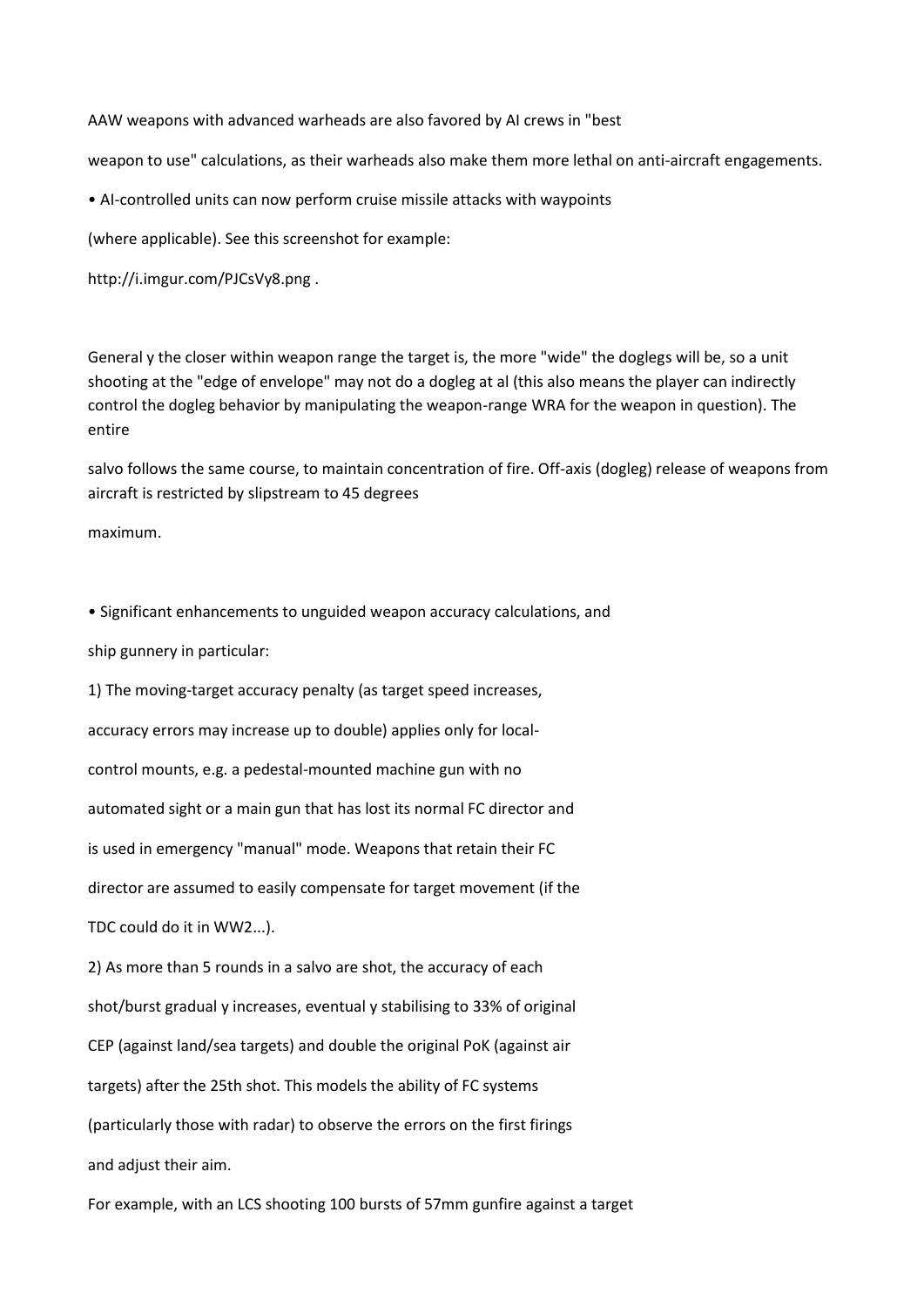AAW weapons with advanced warheads are also favored by AI crews in "best weapon to use" calculations, as their warheads also make them more lethal on anti-aircraft engagements.

• AI-controlled units can now perform cruise missile attacks with waypoints (where applicable). See this screenshot for example: http://i.imgur.com/PJCsVy8.png .

General y the closer within weapon range the target is, the more "wide" the doglegs will be, so a unit shooting at the "edge of envelope" may not do a dogleg at al (this also means the player can indirectly control the dogleg behavior by manipulating the weapon-range WRA for the weapon in question). The entire salvo follows the same course, to maintain concentration of fire. Off-axis (dogleg) release of weapons from aircraft is restricted by slipstream to 45 degrees maximum.

• Significant enhancements to unguided weapon accuracy calculations, and ship gunnery in particular:

1) The moving-target accuracy penalty (as target speed increases, accuracy errors may increase up to double) applies only for local-control mounts, e.g. a pedestal-mounted machine gun with no automated sight or a main gun that has lost its normal FC director and is used in emergency "manual" mode. Weapons that retain their FC director are assumed to easily compensate for target movement (if the TDC could do it in WW2...).

2) As more than 5 rounds in a salvo are shot, the accuracy of each shot/burst gradual y increases, eventual y stabilising to 33% of original CEP (against land/sea targets) and double the original PoK (against air targets) after the 25th shot. This models the ability of FC systems (particularly those with radar) to observe the errors on the first firings and adjust their aim.

For example, with an LCS shooting 100 bursts of 57mm gunfire against a target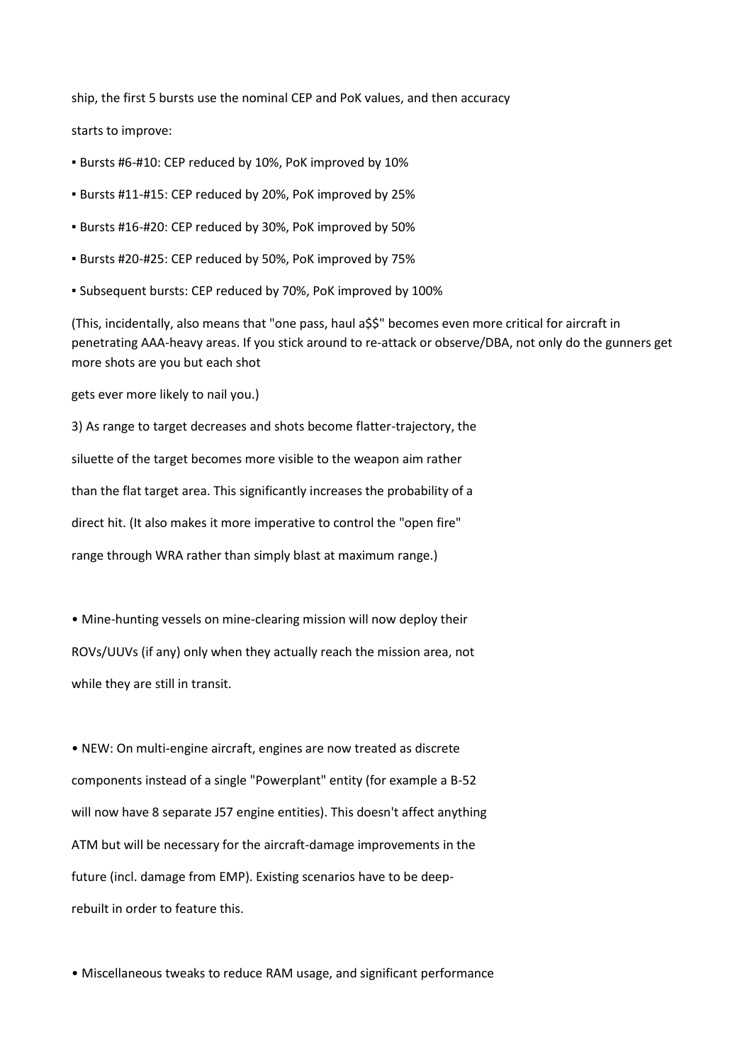ship, the first 5 bursts use the nominal CEP and PoK values, and then accuracy starts to improve:

- Bursts #6-#10: CEP reduced by 10%, PoK improved by 10%
- Bursts #11-#15: CEP reduced by 20%, PoK improved by 25%
- Bursts #16-#20: CEP reduced by 30%, PoK improved by 50%
- Bursts #20-#25: CEP reduced by 50%, PoK improved by 75%
- Subsequent bursts: CEP reduced by 70%, PoK improved by 100%

(This, incidentally, also means that "one pass, haul a$$" becomes even more critical for aircraft in penetrating AAA-heavy areas. If you stick around to re-attack or observe/DBA, not only do the gunners get more shots are you but each shot gets ever more likely to nail you.)

3) As range to target decreases and shots become flatter-trajectory, the siluette of the target becomes more visible to the weapon aim rather than the flat target area. This significantly increases the probability of a direct hit. (It also makes it more imperative to control the "open fire" range through WRA rather than simply blast at maximum range.)

• Mine-hunting vessels on mine-clearing mission will now deploy their ROVs/UUVs (if any) only when they actually reach the mission area, not while they are still in transit.

• NEW: On multi-engine aircraft, engines are now treated as discrete components instead of a single "Powerplant" entity (for example a B-52 will now have 8 separate J57 engine entities). This doesn't affect anything ATM but will be necessary for the aircraft-damage improvements in the future (incl. damage from EMP). Existing scenarios have to be deep-rebuilt in order to feature this.

• Miscellaneous tweaks to reduce RAM usage, and significant performance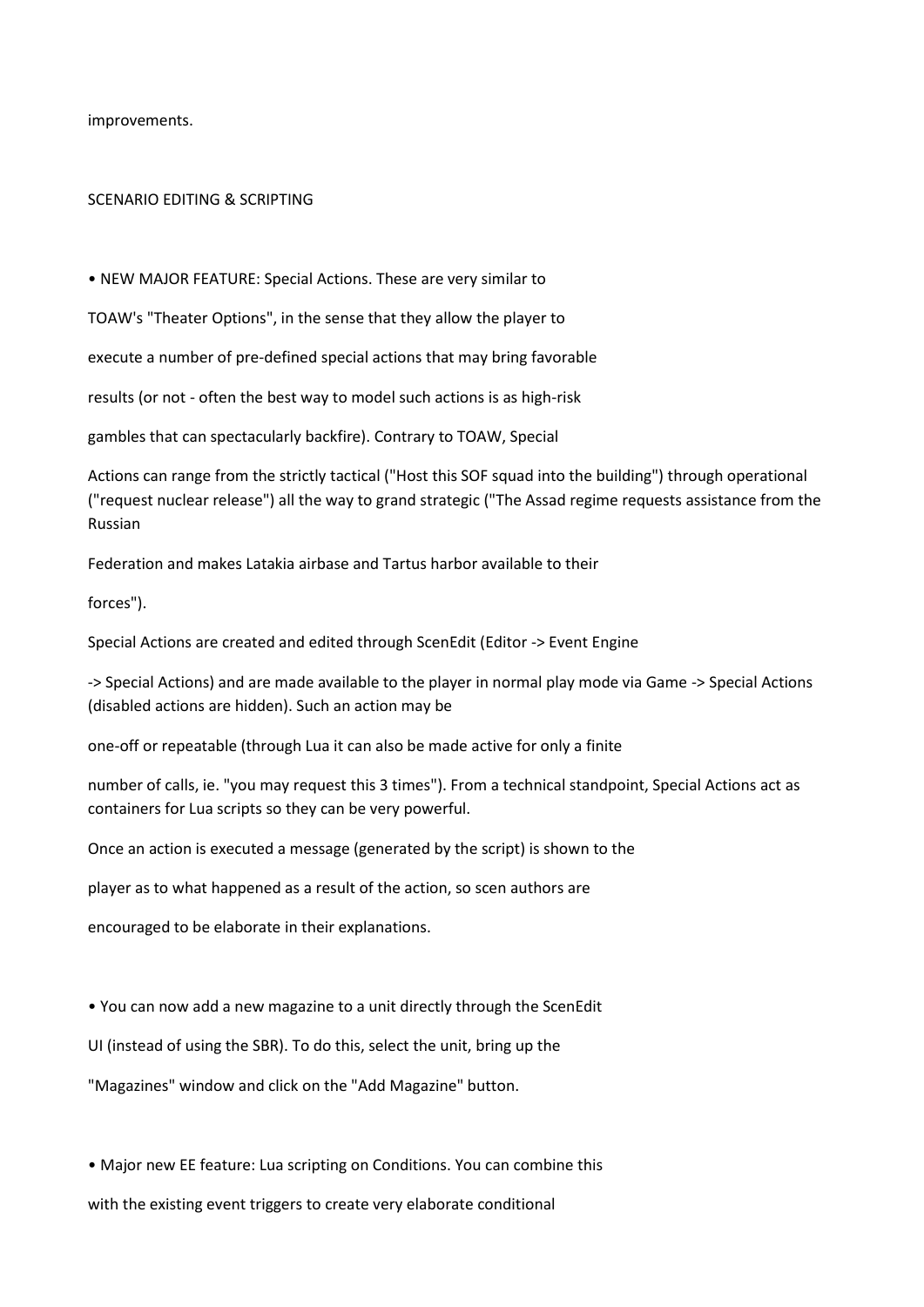improvements.

SCENARIO EDITING & SCRIPTING

- NEW MAJOR FEATURE: Special Actions. These are very similar to TOAW's "Theater Options", in the sense that they allow the player to execute a number of pre-defined special actions that may bring favorable results (or not - often the best way to model such actions is as high-risk gambles that can spectacularly backfire). Contrary to TOAW, Special Actions can range from the strictly tactical ("Host this SOF squad into the building") through operational ("request nuclear release") all the way to grand strategic ("The Assad regime requests assistance from the Russian Federation and makes Latakia airbase and Tartus harbor available to their forces").

  Special Actions are created and edited through ScenEdit (Editor -> Event Engine -> Special Actions) and are made available to the player in normal play mode via Game -> Special Actions (disabled actions are hidden). Such an action may be one-off or repeatable (through Lua it can also be made active for only a finite number of calls, ie. "you may request this 3 times"). From a technical standpoint, Special Actions act as containers for Lua scripts so they can be very powerful.

  Once an action is executed a message (generated by the script) is shown to the player as to what happened as a result of the action, so scen authors are encouraged to be elaborate in their explanations.

- You can now add a new magazine to a unit directly through the ScenEdit UI (instead of using the SBR). To do this, select the unit, bring up the "Magazines" window and click on the "Add Magazine" button.

- Major new EE feature: Lua scripting on Conditions. You can combine this with the existing event triggers to create very elaborate conditional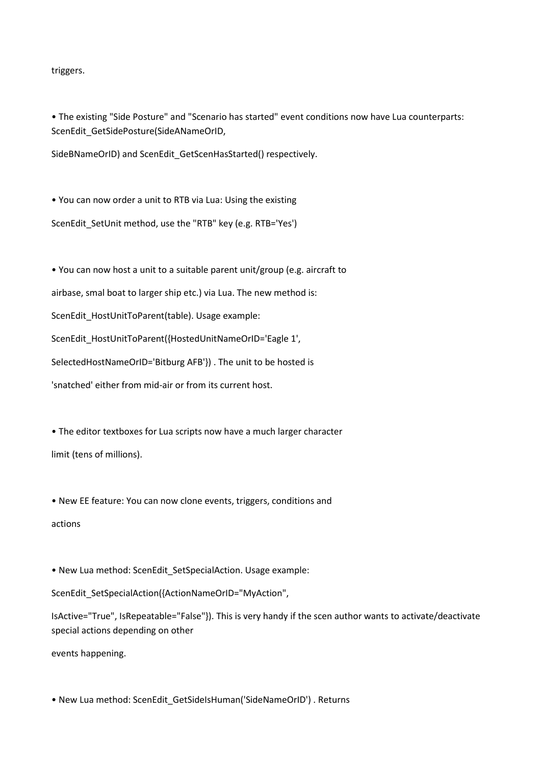triggers.

- The existing "Side Posture" and "Scenario has started" event conditions now have Lua counterparts: ScenEdit_GetSidePosture(SideANameOrID, SideBNameOrID) and ScenEdit_GetScenHasStarted() respectively.

- You can now order a unit to RTB via Lua: Using the existing ScenEdit_SetUnit method, use the "RTB" key (e.g. RTB='Yes')

- You can now host a unit to a suitable parent unit/group (e.g. aircraft to airbase, smal boat to larger ship etc.) via Lua. The new method is: ScenEdit_HostUnitToParent(table). Usage example: ScenEdit_HostUnitToParent({HostedUnitNameOrID='Eagle 1', SelectedHostNameOrID='Bitburg AFB'}) . The unit to be hosted is 'snatched' either from mid-air or from its current host.

- The editor textboxes for Lua scripts now have a much larger character limit (tens of millions).

- New EE feature: You can now clone events, triggers, conditions and actions

- New Lua method: ScenEdit_SetSpecialAction. Usage example: ScenEdit_SetSpecialAction({ActionNameOrID="MyAction", IsActive="True", IsRepeatable="False"}). This is very handy if the scen author wants to activate/deactivate special actions depending on other events happening.

- New Lua method: ScenEdit_GetSideIsHuman('SideNameOrID') . Returns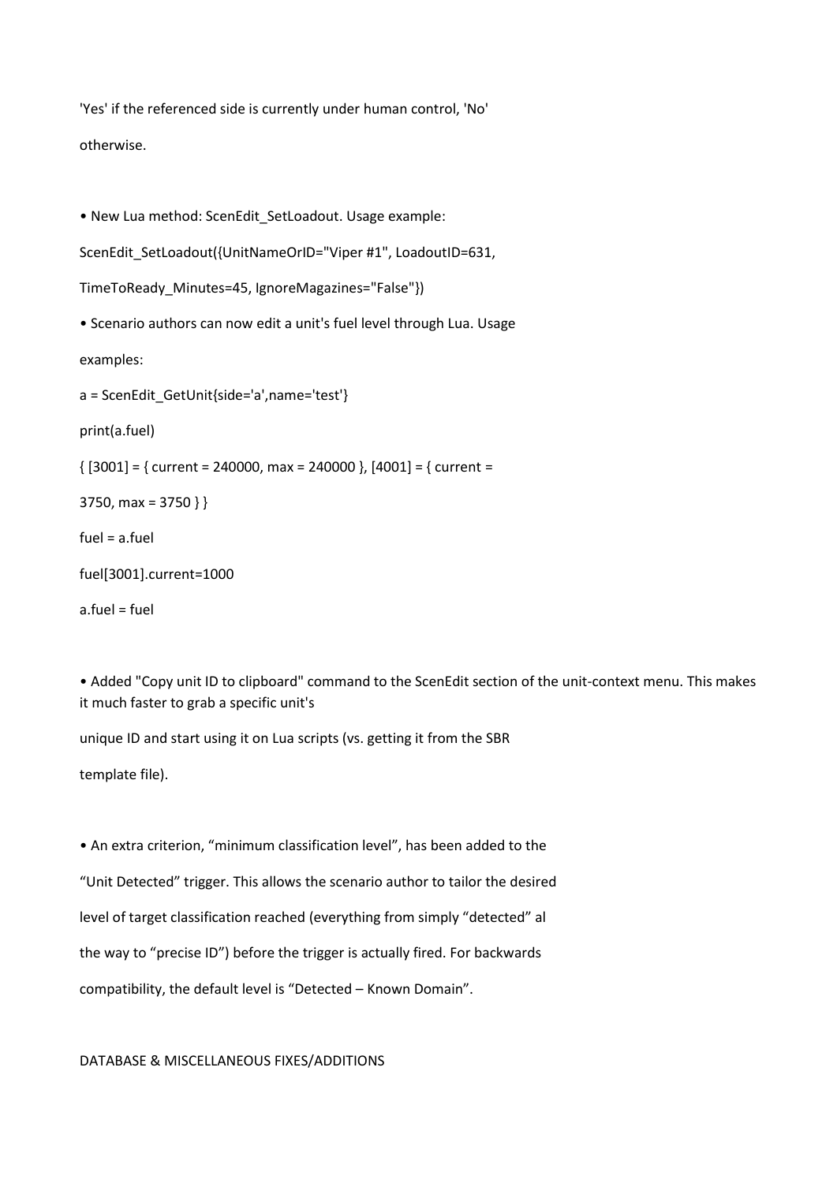'Yes' if the referenced side is currently under human control, 'No' otherwise.

- New Lua method: ScenEdit_SetLoadout. Usage example:

```
ScenEdit_SetLoadout({UnitNameOrID="Viper #1", LoadoutID=631,
TimeToReady_Minutes=45, IgnoreMagazines="False"})
```

- Scenario authors can now edit a unit's fuel level through Lua. Usage examples:

```
a = ScenEdit_GetUnit{side='a',name='test'}
print(a.fuel)
{ [3001] = { current = 240000, max = 240000 }, [4001] = { current =
3750, max = 3750 } }
fuel = a.fuel
fuel[3001].current=1000
a.fuel = fuel
```

- Added "Copy unit ID to clipboard" command to the ScenEdit section of the unit-context menu. This makes it much faster to grab a specific unit's unique ID and start using it on Lua scripts (vs. getting it from the SBR template file).

- An extra criterion, “minimum classification level”, has been added to the “Unit Detected” trigger. This allows the scenario author to tailor the desired level of target classification reached (everything from simply “detected” al the way to “precise ID”) before the trigger is actually fired. For backwards compatibility, the default level is “Detected – Known Domain”.

DATABASE & MISCELLANEOUS FIXES/ADDITIONS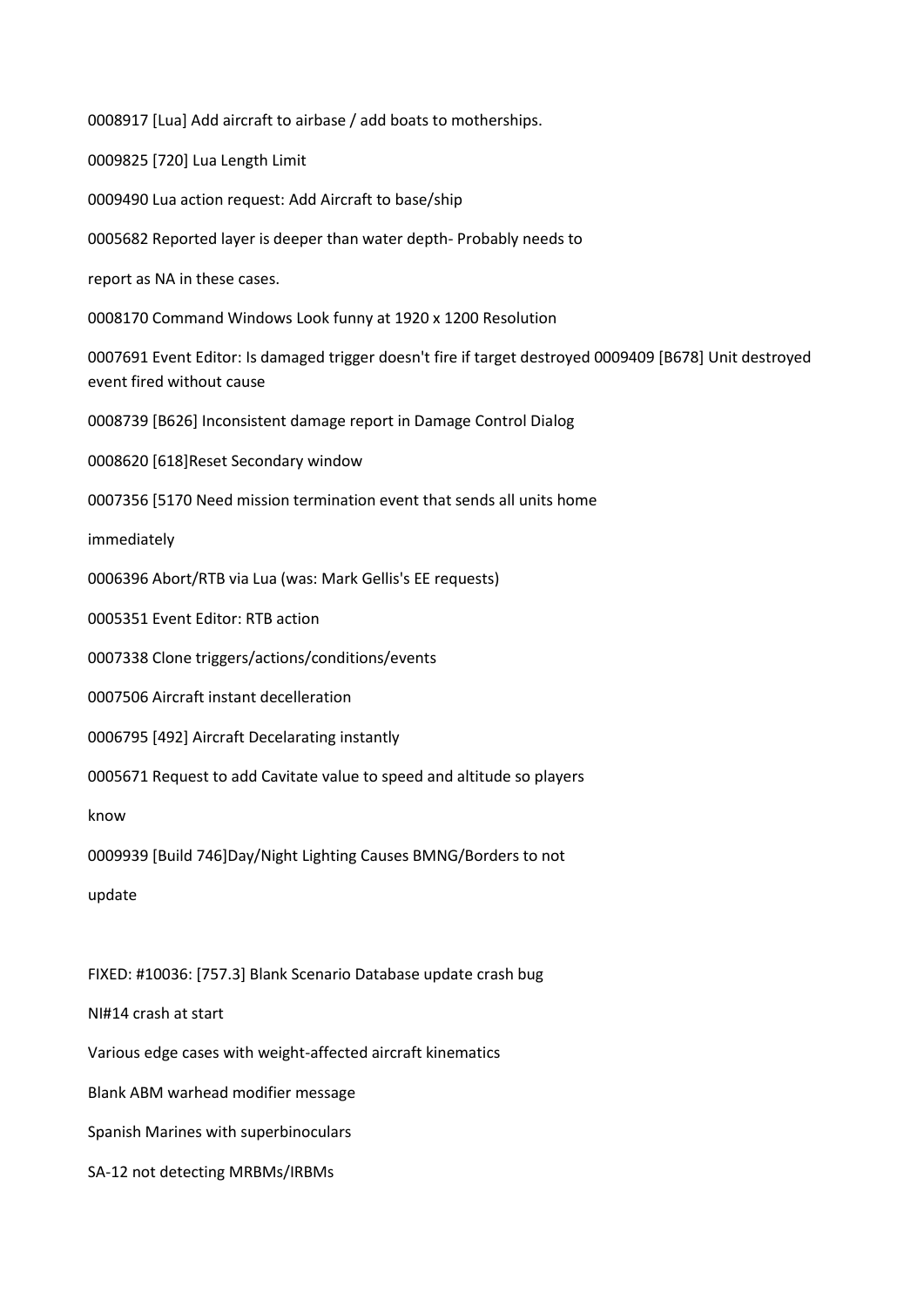0008917 [Lua] Add aircraft to airbase / add boats to motherships.

0009825 [720] Lua Length Limit

0009490 Lua action request: Add Aircraft to base/ship

0005682 Reported layer is deeper than water depth- Probably needs to

report as NA in these cases.

0008170 Command Windows Look funny at 1920 x 1200 Resolution

0007691 Event Editor: Is damaged trigger doesn't fire if target destroyed 0009409 [B678] Unit destroyed event fired without cause

0008739 [B626] Inconsistent damage report in Damage Control Dialog

0008620 [618]Reset Secondary window

0007356 [5170 Need mission termination event that sends all units home

immediately

0006396 Abort/RTB via Lua (was: Mark Gellis's EE requests)

0005351 Event Editor: RTB action

0007338 Clone triggers/actions/conditions/events

0007506 Aircraft instant decelleration

0006795 [492] Aircraft Decelarating instantly

0005671 Request to add Cavitate value to speed and altitude so players

know

0009939 [Build 746]Day/Night Lighting Causes BMNG/Borders to not

update

FIXED: #10036: [757.3] Blank Scenario Database update crash bug

NI#14 crash at start

Various edge cases with weight-affected aircraft kinematics

Blank ABM warhead modifier message

Spanish Marines with superbinoculars

SA-12 not detecting MRBMs/IRBMs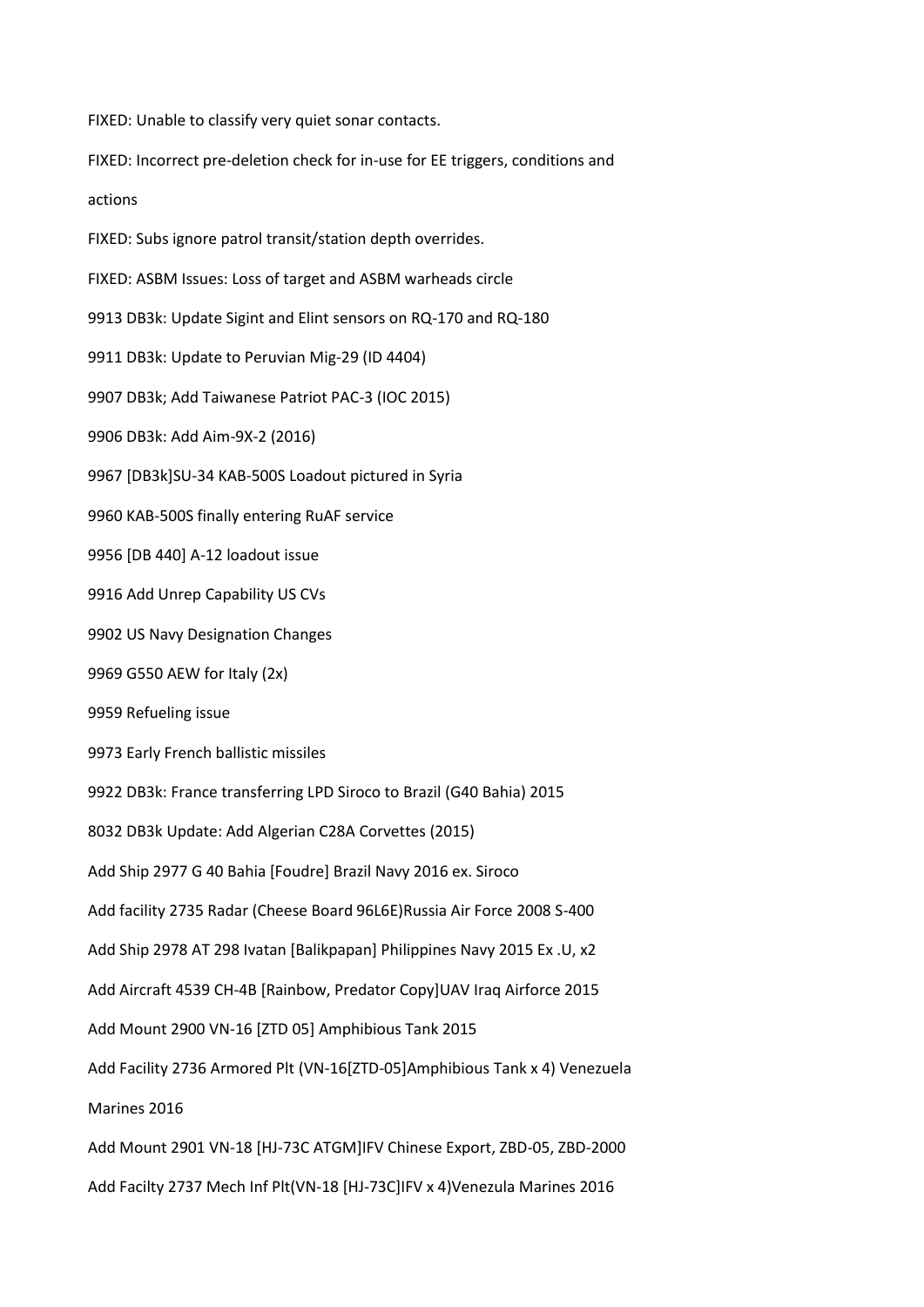FIXED: Unable to classify very quiet sonar contacts.

FIXED: Incorrect pre-deletion check for in-use for EE triggers, conditions and actions

FIXED: Subs ignore patrol transit/station depth overrides.

FIXED: ASBM Issues: Loss of target and ASBM warheads circle

9913 DB3k: Update Sigint and Elint sensors on RQ-170 and RQ-180

9911 DB3k: Update to Peruvian Mig-29 (ID 4404)

9907 DB3k; Add Taiwanese Patriot PAC-3 (IOC 2015)

9906 DB3k: Add Aim-9X-2 (2016)

9967 [DB3k]SU-34 KAB-500S Loadout pictured in Syria

9960 KAB-500S finally entering RuAF service

9956 [DB 440] A-12 loadout issue

9916 Add Unrep Capability US CVs

9902 US Navy Designation Changes

9969 G550 AEW for Italy (2x)

9959 Refueling issue

9973 Early French ballistic missiles

9922 DB3k: France transferring LPD Siroco to Brazil (G40 Bahia) 2015

8032 DB3k Update: Add Algerian C28A Corvettes (2015)

Add Ship 2977 G 40 Bahia [Foudre] Brazil Navy 2016 ex. Siroco

Add facility 2735 Radar (Cheese Board 96L6E)Russia Air Force 2008 S-400

Add Ship 2978 AT 298 Ivatan [Balikpapan] Philippines Navy 2015 Ex .U, x2

Add Aircraft 4539 CH-4B [Rainbow, Predator Copy]UAV Iraq Airforce 2015

Add Mount 2900 VN-16 [ZTD 05] Amphibious Tank 2015

Add Facility 2736 Armored Plt (VN-16[ZTD-05]Amphibious Tank x 4) Venezuela Marines 2016

Add Mount 2901 VN-18 [HJ-73C ATGM]IFV Chinese Export, ZBD-05, ZBD-2000

Add Facilty 2737 Mech Inf Plt(VN-18 [HJ-73C]IFV x 4)Venezula Marines 2016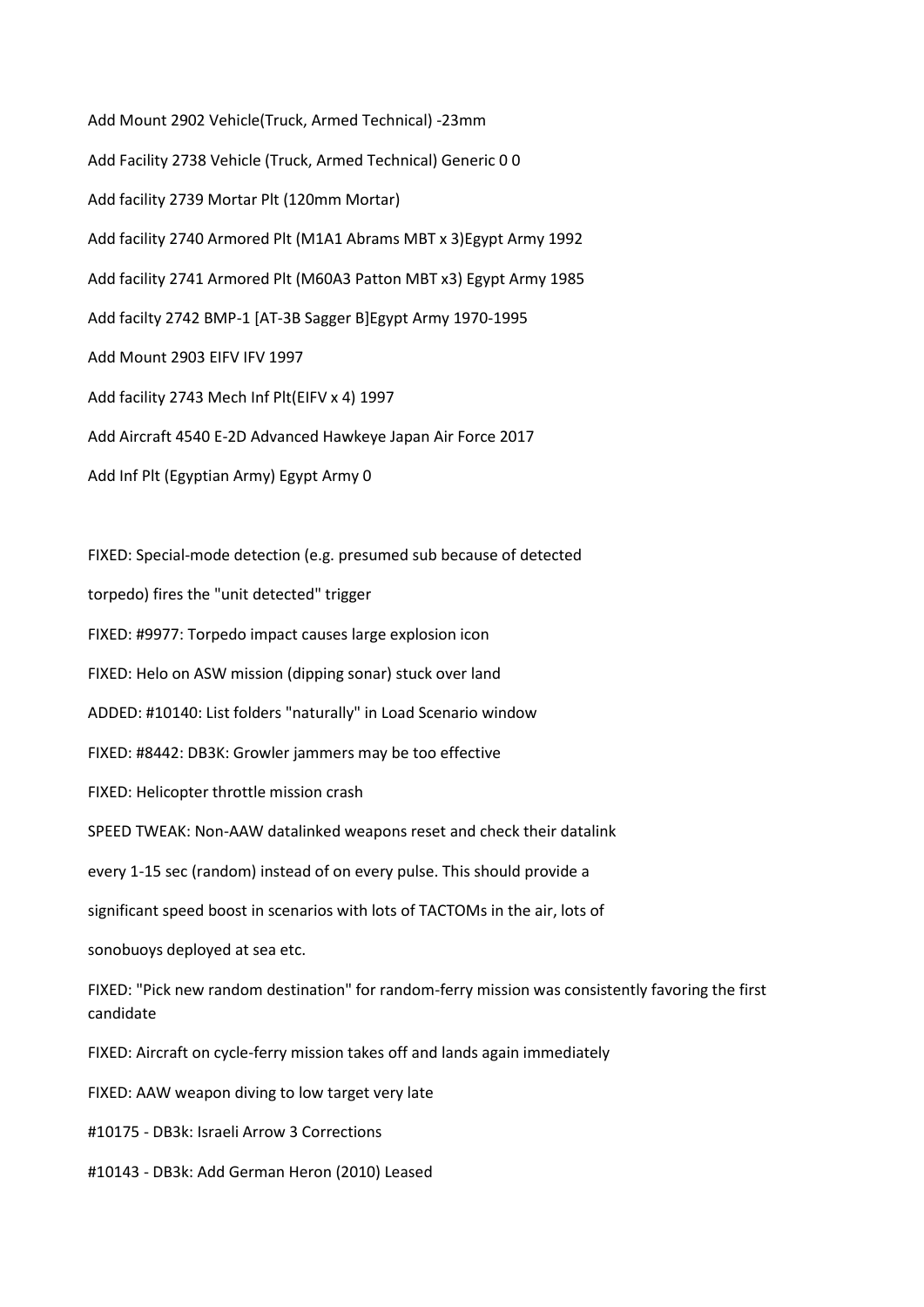Add Mount 2902 Vehicle(Truck, Armed Technical) -23mm

Add Facility 2738 Vehicle (Truck, Armed Technical) Generic 0 0

Add facility 2739 Mortar Plt (120mm Mortar)

Add facility 2740 Armored Plt (M1A1 Abrams MBT x 3)Egypt Army 1992

Add facility 2741 Armored Plt (M60A3 Patton MBT x3) Egypt Army 1985

Add facilty 2742 BMP-1 [AT-3B Sagger B]Egypt Army 1970-1995

Add Mount 2903 EIFV IFV 1997

Add facility 2743 Mech Inf Plt(EIFV x 4) 1997

Add Aircraft 4540 E-2D Advanced Hawkeye Japan Air Force 2017

Add Inf Plt (Egyptian Army) Egypt Army 0

FIXED: Special-mode detection (e.g. presumed sub because of detected
torpedo) fires the "unit detected" trigger

FIXED: #9977: Torpedo impact causes large explosion icon

FIXED: Helo on ASW mission (dipping sonar) stuck over land

ADDED: #10140: List folders "naturally" in Load Scenario window

FIXED: #8442: DB3K: Growler jammers may be too effective

FIXED: Helicopter throttle mission crash

SPEED TWEAK: Non-AAW datalinked weapons reset and check their datalink
every 1-15 sec (random) instead of on every pulse. This should provide a
significant speed boost in scenarios with lots of TACTOMs in the air, lots of
sonobuoys deployed at sea etc.

FIXED: "Pick new random destination" for random-ferry mission was consistently favoring the first candidate

FIXED: Aircraft on cycle-ferry mission takes off and lands again immediately

FIXED: AAW weapon diving to low target very late

#10175 - DB3k: Israeli Arrow 3 Corrections

#10143 - DB3k: Add German Heron (2010) Leased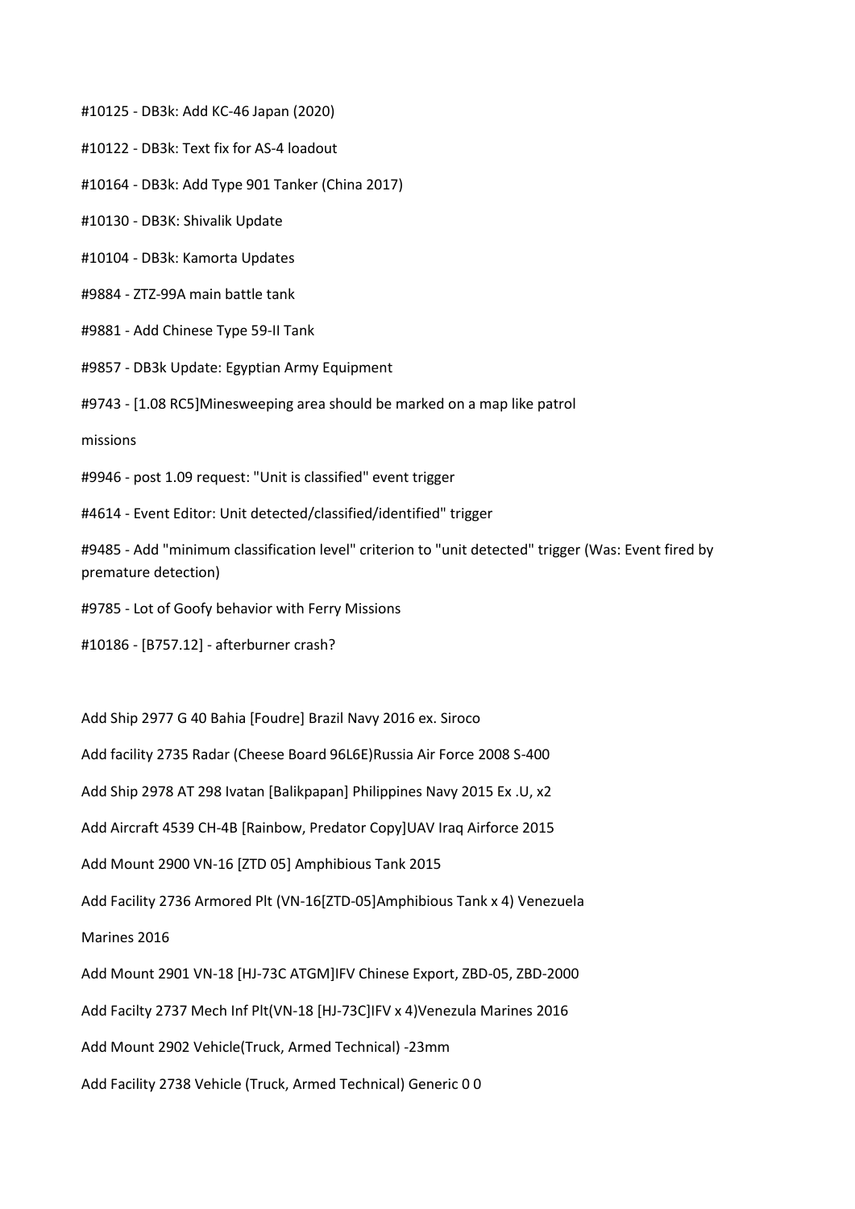#10125 - DB3k: Add KC-46 Japan (2020)

#10122 - DB3k: Text fix for AS-4 loadout

#10164 - DB3k: Add Type 901 Tanker (China 2017)

#10130 - DB3K: Shivalik Update

#10104 - DB3k: Kamorta Updates

#9884 - ZTZ-99A main battle tank

#9881 - Add Chinese Type 59-II Tank

#9857 - DB3k Update: Egyptian Army Equipment

#9743 - [1.08 RC5]Minesweeping area should be marked on a map like patrol missions

#9946 - post 1.09 request: "Unit is classified" event trigger

#4614 - Event Editor: Unit detected/classified/identified" trigger

#9485 - Add "minimum classification level" criterion to "unit detected" trigger (Was: Event fired by premature detection)

#9785 - Lot of Goofy behavior with Ferry Missions

#10186 - [B757.12] - afterburner crash?

Add Ship 2977 G 40 Bahia [Foudre] Brazil Navy 2016 ex. Siroco

Add facility 2735 Radar (Cheese Board 96L6E)Russia Air Force 2008 S-400

Add Ship 2978 AT 298 Ivatan [Balikpapan] Philippines Navy 2015 Ex .U, x2

Add Aircraft 4539 CH-4B [Rainbow, Predator Copy]UAV Iraq Airforce 2015

Add Mount 2900 VN-16 [ZTD 05] Amphibious Tank 2015

Add Facility 2736 Armored Plt (VN-16[ZTD-05]Amphibious Tank x 4) Venezuela Marines 2016

Add Mount 2901 VN-18 [HJ-73C ATGM]IFV Chinese Export, ZBD-05, ZBD-2000

Add Facilty 2737 Mech Inf Plt(VN-18 [HJ-73C]IFV x 4)Venezula Marines 2016

Add Mount 2902 Vehicle(Truck, Armed Technical) -23mm

Add Facility 2738 Vehicle (Truck, Armed Technical) Generic 0 0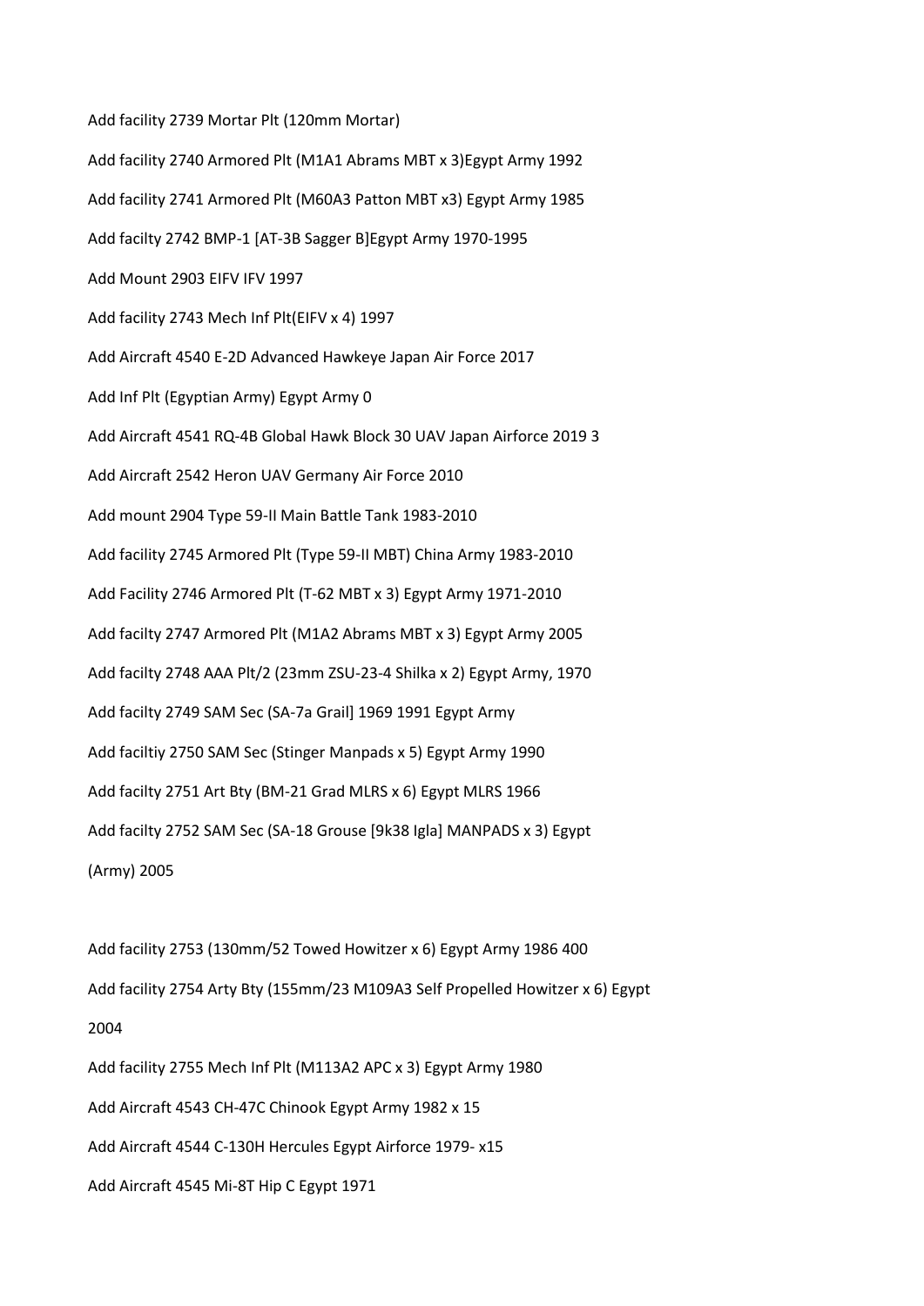Add facility 2739 Mortar Plt (120mm Mortar)

Add facility 2740 Armored Plt (M1A1 Abrams MBT x 3)Egypt Army 1992

Add facility 2741 Armored Plt (M60A3 Patton MBT x3) Egypt Army 1985

Add facilty 2742 BMP-1 [AT-3B Sagger B]Egypt Army 1970-1995

Add Mount 2903 EIFV IFV 1997

Add facility 2743 Mech Inf Plt(EIFV x 4) 1997

Add Aircraft 4540 E-2D Advanced Hawkeye Japan Air Force 2017

Add Inf Plt (Egyptian Army) Egypt Army 0

Add Aircraft 4541 RQ-4B Global Hawk Block 30 UAV Japan Airforce 2019 3

Add Aircraft 2542 Heron UAV Germany Air Force 2010

Add mount 2904 Type 59-II Main Battle Tank 1983-2010

Add facility 2745 Armored Plt (Type 59-II MBT) China Army 1983-2010

Add Facility 2746 Armored Plt (T-62 MBT x 3) Egypt Army 1971-2010

Add facilty 2747 Armored Plt (M1A2 Abrams MBT x 3) Egypt Army 2005

Add facilty 2748 AAA Plt/2 (23mm ZSU-23-4 Shilka x 2) Egypt Army, 1970

Add facilty 2749 SAM Sec (SA-7a Grail] 1969 1991 Egypt Army

Add faciltiy 2750 SAM Sec (Stinger Manpads x 5) Egypt Army 1990

Add facilty 2751 Art Bty (BM-21 Grad MLRS x 6) Egypt MLRS 1966

Add facilty 2752 SAM Sec (SA-18 Grouse [9k38 Igla] MANPADS x 3) Egypt (Army) 2005

Add facility 2753 (130mm/52 Towed Howitzer x 6) Egypt Army 1986 400

Add facility 2754 Arty Bty (155mm/23 M109A3 Self Propelled Howitzer x 6) Egypt 2004

Add facility 2755 Mech Inf Plt (M113A2 APC x 3) Egypt Army 1980

Add Aircraft 4543 CH-47C Chinook Egypt Army 1982 x 15

Add Aircraft 4544 C-130H Hercules Egypt Airforce 1979- x15

Add Aircraft 4545 Mi-8T Hip C Egypt 1971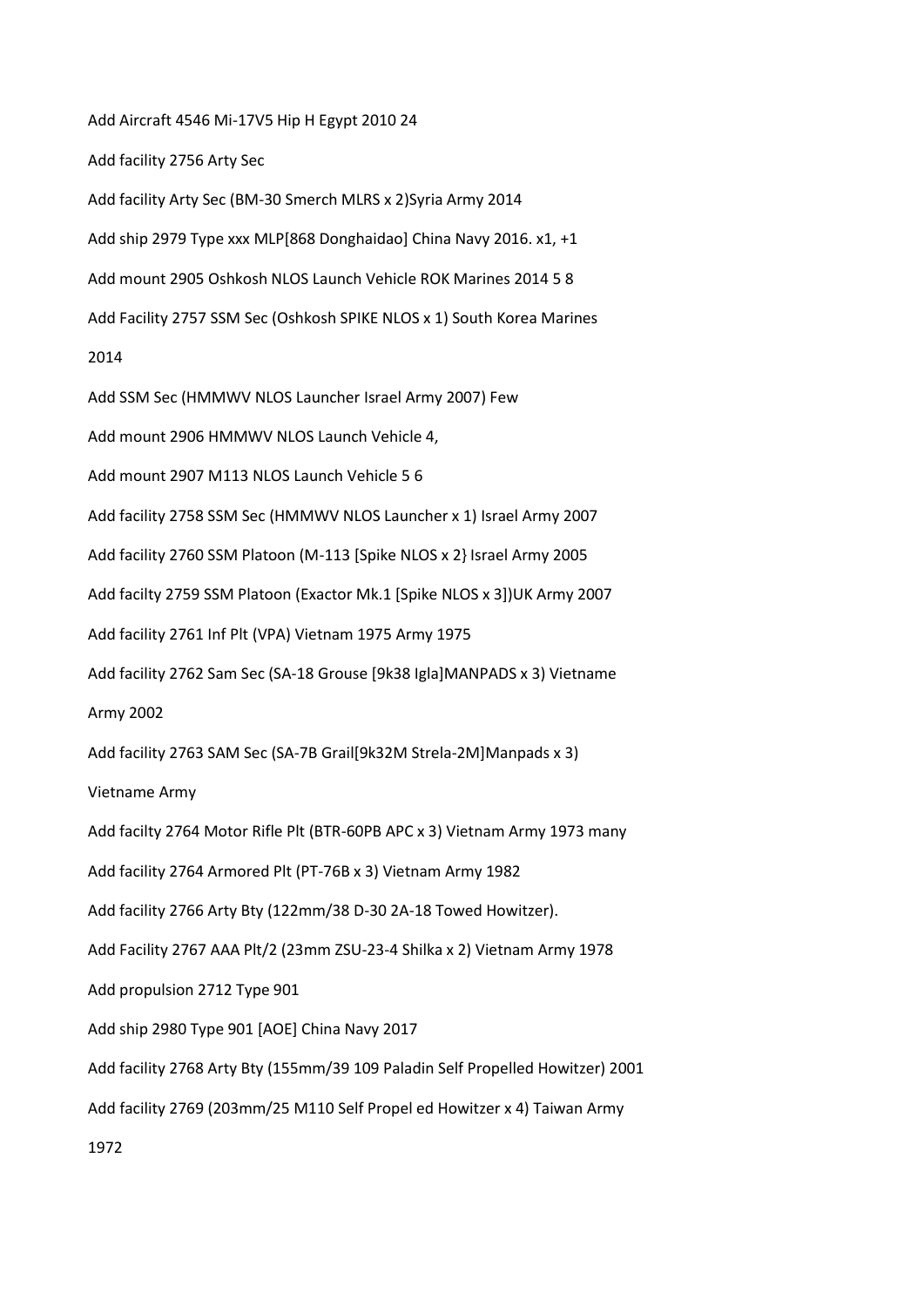Add Aircraft 4546 Mi-17V5 Hip H Egypt 2010 24

Add facility 2756 Arty Sec

Add facility Arty Sec (BM-30 Smerch MLRS x 2)Syria Army 2014

Add ship 2979 Type xxx MLP[868 Donghaidao] China Navy 2016. x1, +1

Add mount 2905 Oshkosh NLOS Launch Vehicle ROK Marines 2014 5 8

Add Facility 2757 SSM Sec (Oshkosh SPIKE NLOS x 1) South Korea Marines 2014

Add SSM Sec (HMMWV NLOS Launcher Israel Army 2007) Few

Add mount 2906 HMMWV NLOS Launch Vehicle 4,

Add mount 2907 M113 NLOS Launch Vehicle 5 6

Add facility 2758 SSM Sec (HMMWV NLOS Launcher x 1) Israel Army 2007

Add facility 2760 SSM Platoon (M-113 [Spike NLOS x 2} Israel Army 2005

Add facilty 2759 SSM Platoon (Exactor Mk.1 [Spike NLOS x 3])UK Army 2007

Add facility 2761 Inf Plt (VPA) Vietnam 1975 Army 1975

Add facility 2762 Sam Sec (SA-18 Grouse [9k38 Igla]MANPADS x 3) Vietname Army 2002

Add facility 2763 SAM Sec (SA-7B Grail[9k32M Strela-2M]Manpads x 3) Vietname Army

Add facilty 2764 Motor Rifle Plt (BTR-60PB APC x 3) Vietnam Army 1973 many

Add facility 2764 Armored Plt (PT-76B x 3) Vietnam Army 1982

Add facility 2766 Arty Bty (122mm/38 D-30 2A-18 Towed Howitzer).

Add Facility 2767 AAA Plt/2 (23mm ZSU-23-4 Shilka x 2) Vietnam Army 1978

Add propulsion 2712 Type 901

Add ship 2980 Type 901 [AOE] China Navy 2017

Add facility 2768 Arty Bty (155mm/39 109 Paladin Self Propelled Howitzer) 2001

Add facility 2769 (203mm/25 M110 Self Propel ed Howitzer x 4) Taiwan Army 1972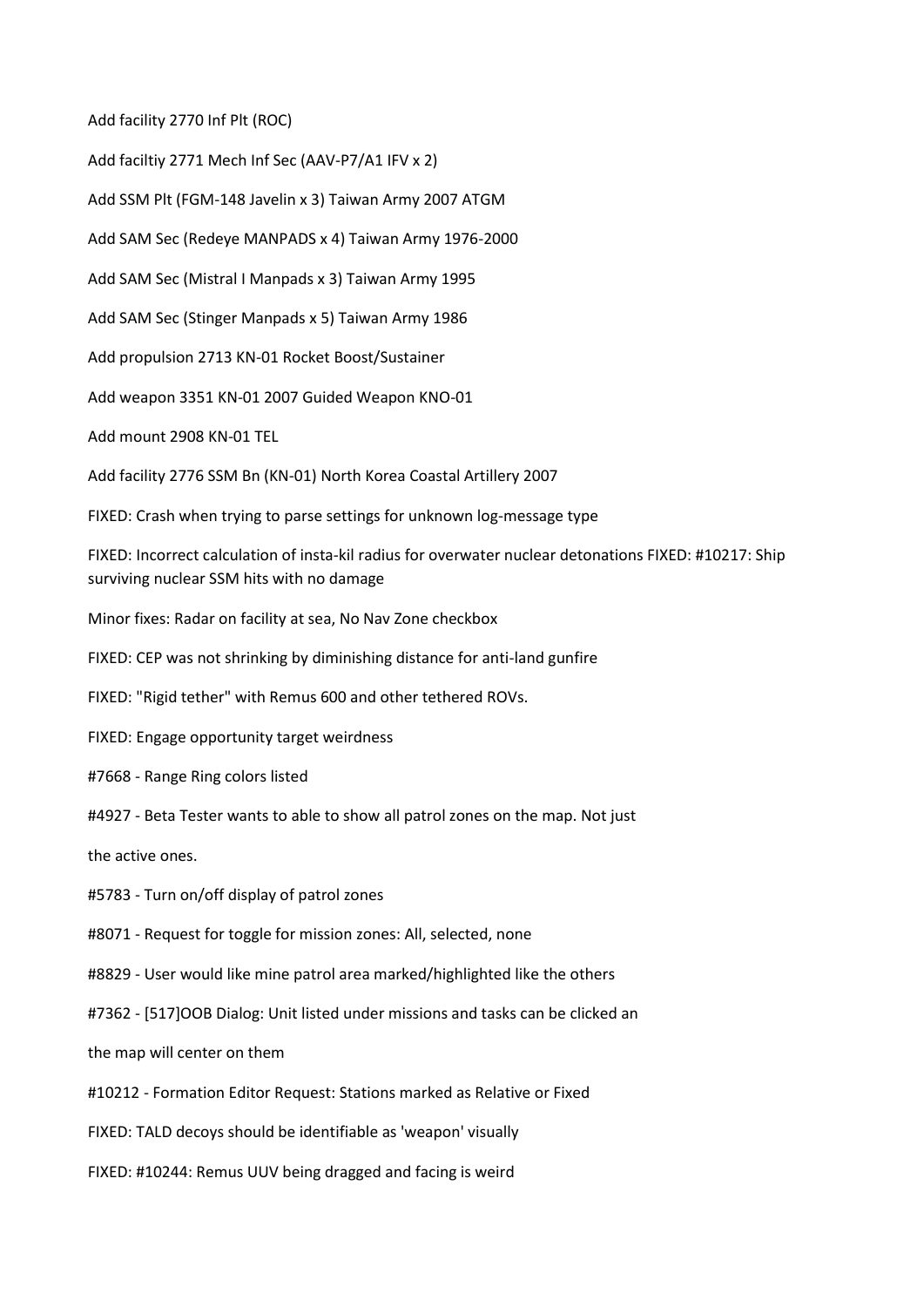Add facility 2770 Inf Plt (ROC)

Add faciltiy 2771 Mech Inf Sec (AAV-P7/A1 IFV x 2)

Add SSM Plt (FGM-148 Javelin x 3) Taiwan Army 2007 ATGM

Add SAM Sec (Redeye MANPADS x 4) Taiwan Army 1976-2000

Add SAM Sec (Mistral I Manpads x 3) Taiwan Army 1995

Add SAM Sec (Stinger Manpads x 5) Taiwan Army 1986

Add propulsion 2713 KN-01 Rocket Boost/Sustainer

Add weapon 3351 KN-01 2007 Guided Weapon KNO-01

Add mount 2908 KN-01 TEL

Add facility 2776 SSM Bn (KN-01) North Korea Coastal Artillery 2007

FIXED: Crash when trying to parse settings for unknown log-message type

FIXED: Incorrect calculation of insta-kil radius for overwater nuclear detonations FIXED: #10217: Ship surviving nuclear SSM hits with no damage

Minor fixes: Radar on facility at sea, No Nav Zone checkbox

FIXED: CEP was not shrinking by diminishing distance for anti-land gunfire

FIXED: "Rigid tether" with Remus 600 and other tethered ROVs.

FIXED: Engage opportunity target weirdness

#7668 - Range Ring colors listed

#4927 - Beta Tester wants to able to show all patrol zones on the map. Not just

the active ones.

#5783 - Turn on/off display of patrol zones

#8071 - Request for toggle for mission zones: All, selected, none

#8829 - User would like mine patrol area marked/highlighted like the others

#7362 - [517]OOB Dialog: Unit listed under missions and tasks can be clicked an

the map will center on them

#10212 - Formation Editor Request: Stations marked as Relative or Fixed

FIXED: TALD decoys should be identifiable as 'weapon' visually

FIXED: #10244: Remus UUV being dragged and facing is weird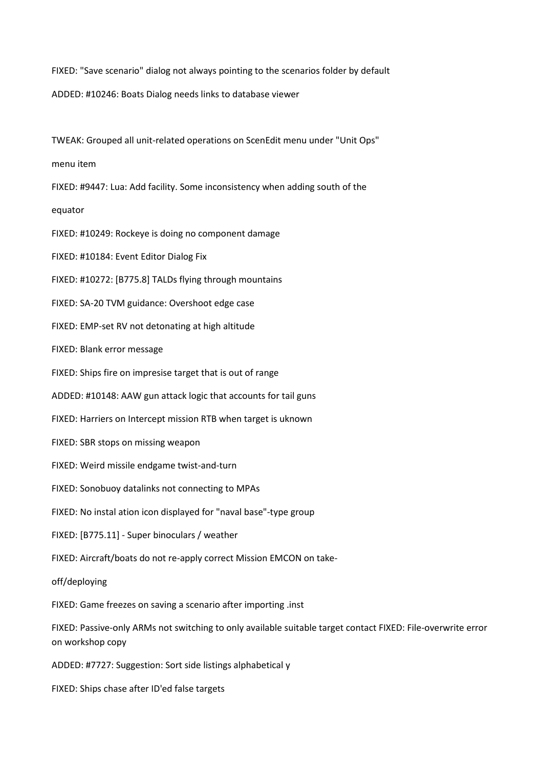FIXED: "Save scenario" dialog not always pointing to the scenarios folder by default

ADDED: #10246: Boats Dialog needs links to database viewer

TWEAK: Grouped all unit-related operations on ScenEdit menu under "Unit Ops"

menu item

FIXED: #9447: Lua: Add facility. Some inconsistency when adding south of the

equator

FIXED: #10249: Rockeye is doing no component damage

FIXED: #10184: Event Editor Dialog Fix

FIXED: #10272: [B775.8] TALDs flying through mountains

FIXED: SA-20 TVM guidance: Overshoot edge case

FIXED: EMP-set RV not detonating at high altitude

FIXED: Blank error message

FIXED: Ships fire on impresise target that is out of range

ADDED: #10148: AAW gun attack logic that accounts for tail guns

FIXED: Harriers on Intercept mission RTB when target is uknown

FIXED: SBR stops on missing weapon

FIXED: Weird missile endgame twist-and-turn

FIXED: Sonobuoy datalinks not connecting to MPAs

FIXED: No instal ation icon displayed for "naval base"-type group

FIXED: [B775.11] - Super binoculars / weather

FIXED: Aircraft/boats do not re-apply correct Mission EMCON on take-

off/deploying

FIXED: Game freezes on saving a scenario after importing .inst

FIXED: Passive-only ARMs not switching to only available suitable target contact FIXED: File-overwrite error on workshop copy

ADDED: #7727: Suggestion: Sort side listings alphabetical y

FIXED: Ships chase after ID'ed false targets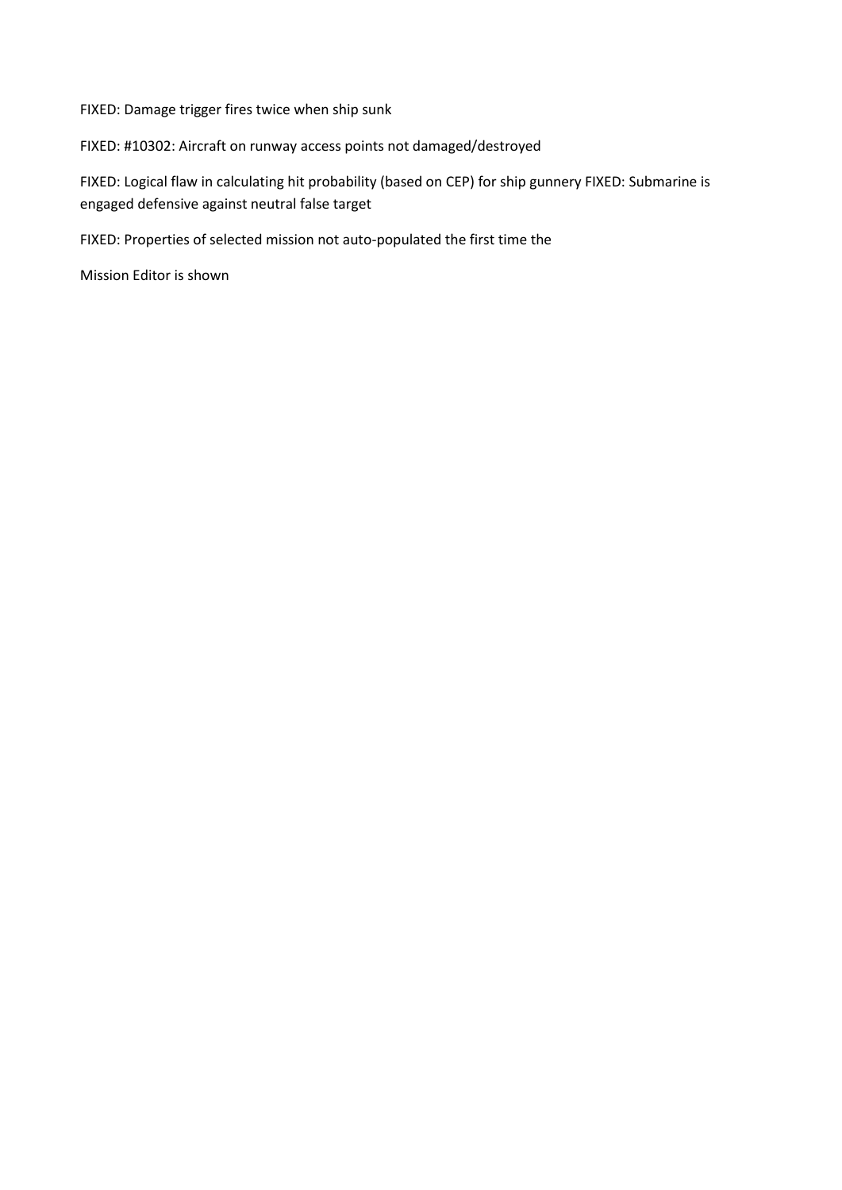FIXED: Damage trigger fires twice when ship sunk

FIXED: #10302: Aircraft on runway access points not damaged/destroyed

FIXED: Logical flaw in calculating hit probability (based on CEP) for ship gunnery FIXED: Submarine is engaged defensive against neutral false target

FIXED: Properties of selected mission not auto-populated the first time the

Mission Editor is shown